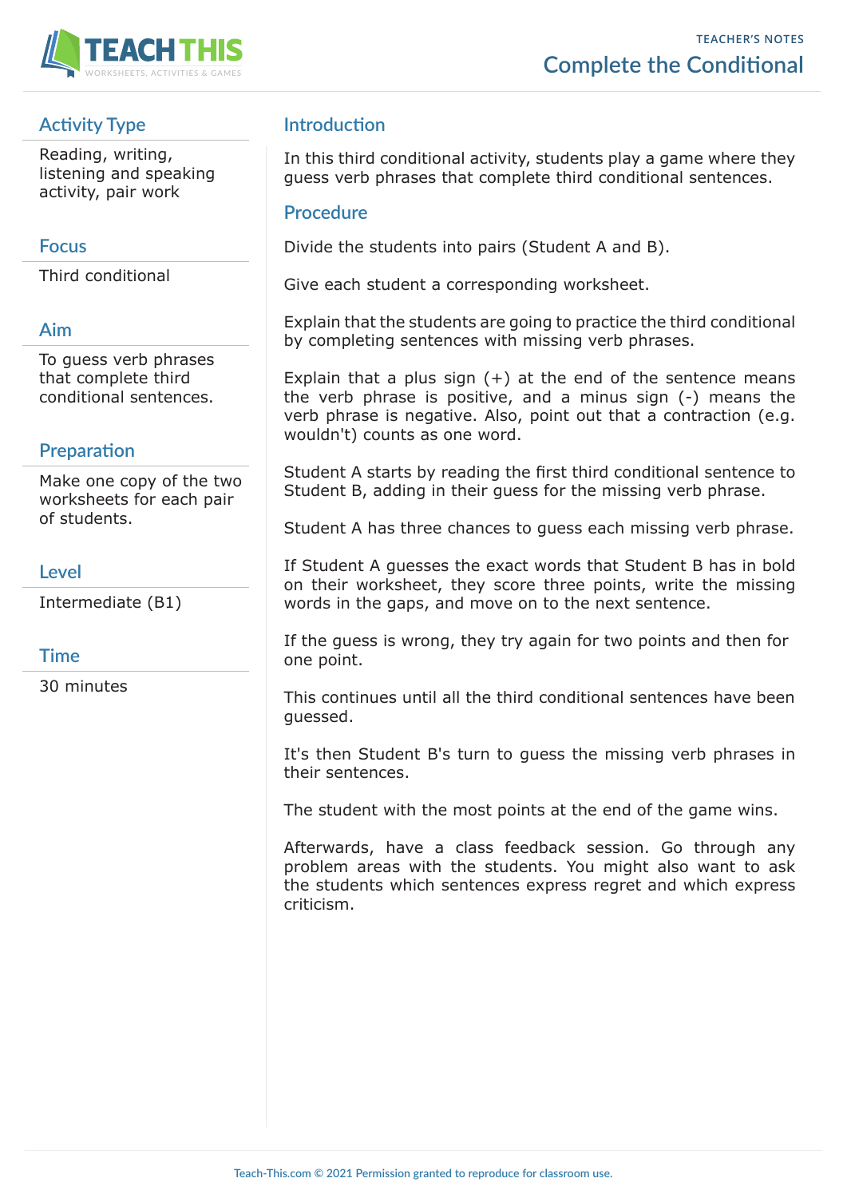TEACHER'S NOTES

# Complete the Conditional

## Activity Type

Reading, writing, listening and speaking activity, pair work

## Focus

Third conditional

## Aim

To guess verb phrases that complete third conditional sentences.

## Preparation

Make one copy of the two worksheets for each pair of students.

## Level

Intermediate (B1)

## Time

30 minutes

## Introduction

In this third conditional activity, students play a game where they guess verb phrases that complete third conditional sentences.

## Procedure

Divide the students into pairs (Student A and B).

Give each student a corresponding worksheet.

Explain that the students are going to practice the third conditional by completing sentences with missing verb phrases.

Explain that a plus sign (+) at the end of the sentence means the verb phrase is positive, and a minus sign (-) means the verb phrase is negative. Also, point out that a contraction (e.g. wouldn't) counts as one word.

Student A starts by reading the first third conditional sentence to Student B, adding in their guess for the missing verb phrase.

Student A has three chances to guess each missing verb phrase.

If Student A guesses the exact words that Student B has in bold on their worksheet, they score three points, write the missing words in the gaps, and move on to the next sentence.

If the guess is wrong, they try again for two points and then for one point.

This continues until all the third conditional sentences have been guessed.

It's then Student B's turn to guess the missing verb phrases in their sentences.

The student with the most points at the end of the game wins.

Afterwards, have a class feedback session. Go through any problem areas with the students. You might also want to ask the students which sentences express regret and which express criticism.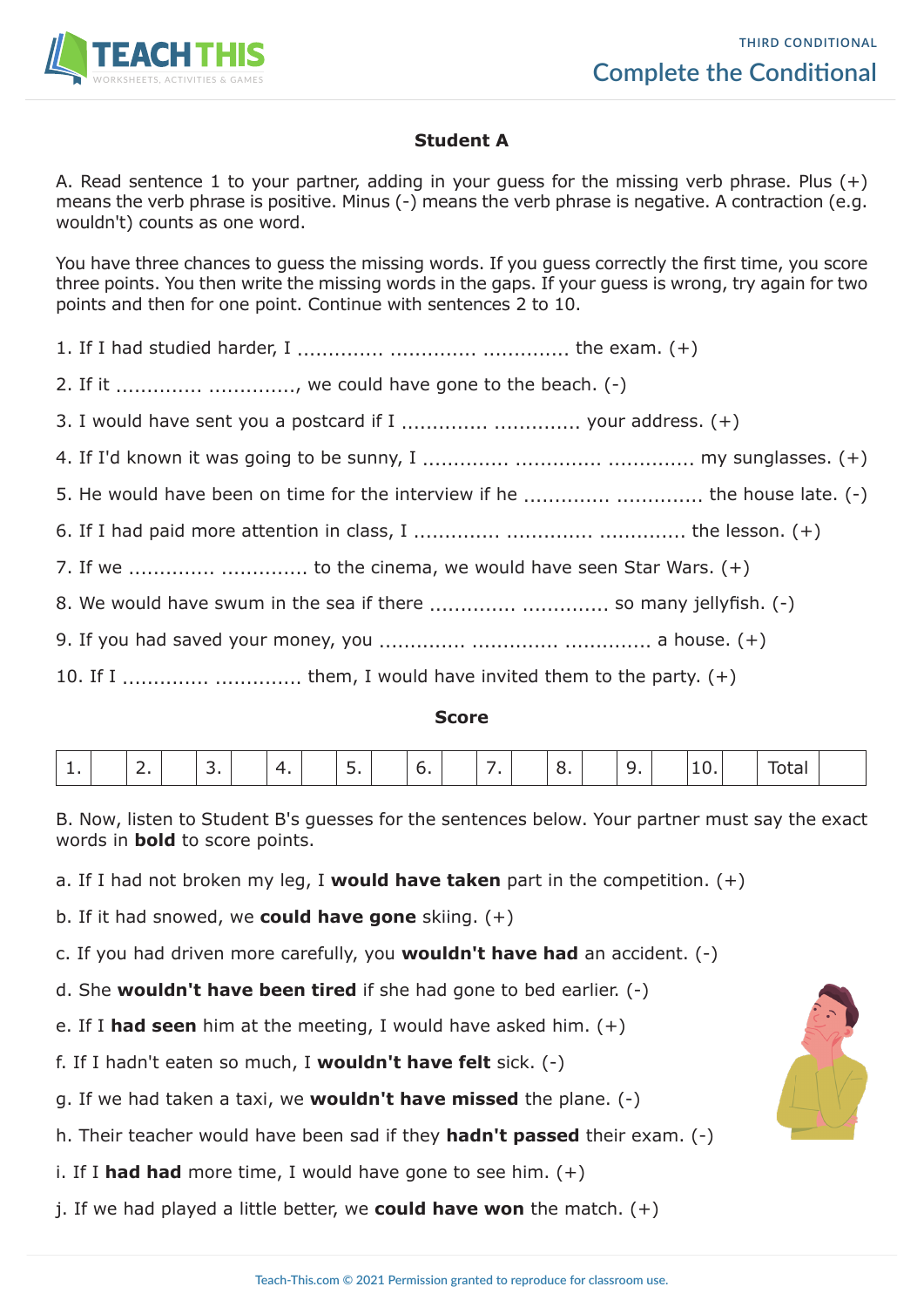## Student A

A. Read sentence 1 to your partner, adding in your guess for the missing verb phrase. Plus (+) means the verb phrase is positive. Minus (-) means the verb phrase is negative. A contraction (e.g. wouldn't) counts as one word.

You have three chances to guess the missing words. If you guess correctly the first time, you score three points. You then write the missing words in the gaps. If your guess is wrong, try again for two points and then for one point. Continue with sentences 2 to 10.

1. If I had studied harder, I .............. .............. .............. the exam. (+)
2. If it .............. .............., we could have gone to the beach. (-)
3. I would have sent you a postcard if I .............. .............. your address. (+)
4. If I'd known it was going to be sunny, I .............. .............. .............. my sunglasses. (+)
5. He would have been on time for the interview if he .............. .............. the house late. (-)
6. If I had paid more attention in class, I .............. .............. .............. the lesson. (+)
7. If we .............. .............. to the cinema, we would have seen Star Wars. (+)
8. We would have swum in the sea if there .............. .............. so many jellyfish. (-)
9. If you had saved your money, you .............. .............. .............. a house. (+)
10. If I .............. .............. them, I would have invited them to the party. (+)

**Score**

| 1. | | 2. | | 3. | | 4. | | 5. | | 6. | | 7. | | 8. | | 9. | | 10. | | Total | |
|---|---|---|---|---|---|---|---|---|---|---|---|---|---|---|---|---|---|---|---|---|---|

B. Now, listen to Student B's guesses for the sentences below. Your partner must say the exact words in **bold** to score points.

a. If I had not broken my leg, I **would have taken** part in the competition. (+)

b. If it had snowed, we **could have gone** skiing. (+)

c. If you had driven more carefully, you **wouldn't have had** an accident. (-)

d. She **wouldn't have been tired** if she had gone to bed earlier. (-)

e. If I **had seen** him at the meeting, I would have asked him. (+)

f. If I hadn't eaten so much, I **wouldn't have felt** sick. (-)

g. If we had taken a taxi, we **wouldn't have missed** the plane. (-)

h. Their teacher would have been sad if they **hadn't passed** their exam. (-)

i. If I **had had** more time, I would have gone to see him. (+)

j. If we had played a little better, we **could have won** the match. (+)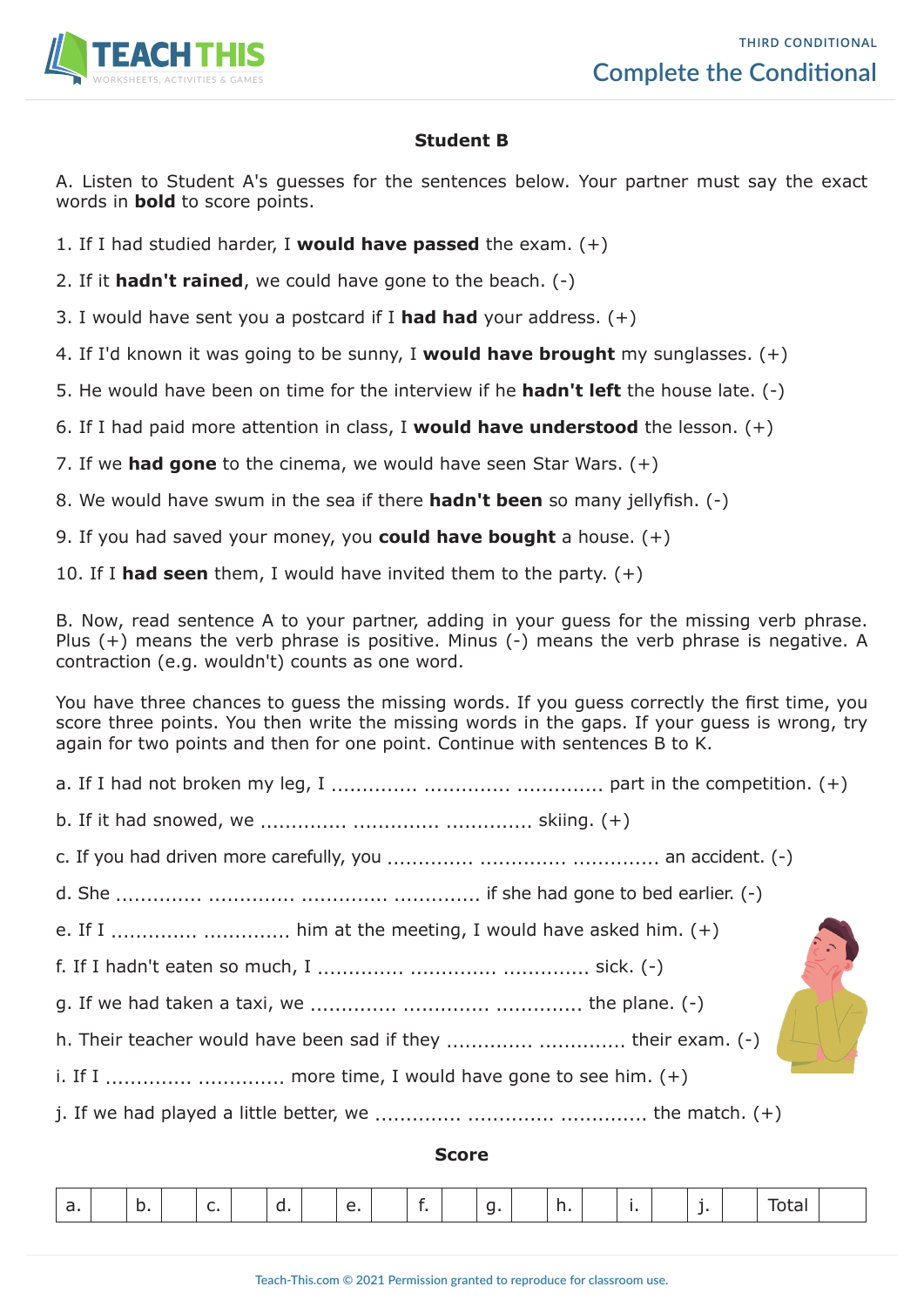# Complete the Conditional

## Student B

A. Listen to Student A's guesses for the sentences below. Your partner must say the exact words in **bold** to score points.

1. If I had studied harder, I **would have passed** the exam. (+)
2. If it **hadn't rained**, we could have gone to the beach. (-)
3. I would have sent you a postcard if I **had had** your address. (+)
4. If I'd known it was going to be sunny, I **would have brought** my sunglasses. (+)
5. He would have been on time for the interview if he **hadn't left** the house late. (-)
6. If I had paid more attention in class, I **would have understood** the lesson. (+)
7. If we **had gone** to the cinema, we would have seen Star Wars. (+)
8. We would have swum in the sea if there **hadn't been** so many jellyfish. (-)
9. If you had saved your money, you **could have bought** a house. (+)
10. If I **had seen** them, I would have invited them to the party. (+)

B. Now, read sentence A to your partner, adding in your guess for the missing verb phrase. Plus (+) means the verb phrase is positive. Minus (-) means the verb phrase is negative. A contraction (e.g. wouldn't) counts as one word.

You have three chances to guess the missing words. If you guess correctly the first time, you score three points. You then write the missing words in the gaps. If your guess is wrong, try again for two points and then for one point. Continue with sentences B to K.

a. If I had not broken my leg, I .............. .............. .............. part in the competition. (+)

b. If it had snowed, we .............. .............. .............. skiing. (+)

c. If you had driven more carefully, you .............. .............. .............. an accident. (-)

d. She .............. .............. .............. .............. if she had gone to bed earlier. (-)

e. If I .............. .............. him at the meeting, I would have asked him. (+)

f. If I hadn't eaten so much, I .............. .............. .............. sick. (-)

g. If we had taken a taxi, we .............. .............. .............. the plane. (-)

h. Their teacher would have been sad if they .............. .............. their exam. (-)

i. If I .............. .............. more time, I would have gone to see him. (+)

j. If we had played a little better, we .............. .............. .............. the match. (+)

### Score

| a. | | b. | | c. | | d. | | e. | | f. | | g. | | h. | | i. | | j. | | Total | |
|---|---|---|---|---|---|---|---|---|---|---|---|---|---|---|---|---|---|---|---|---|---|